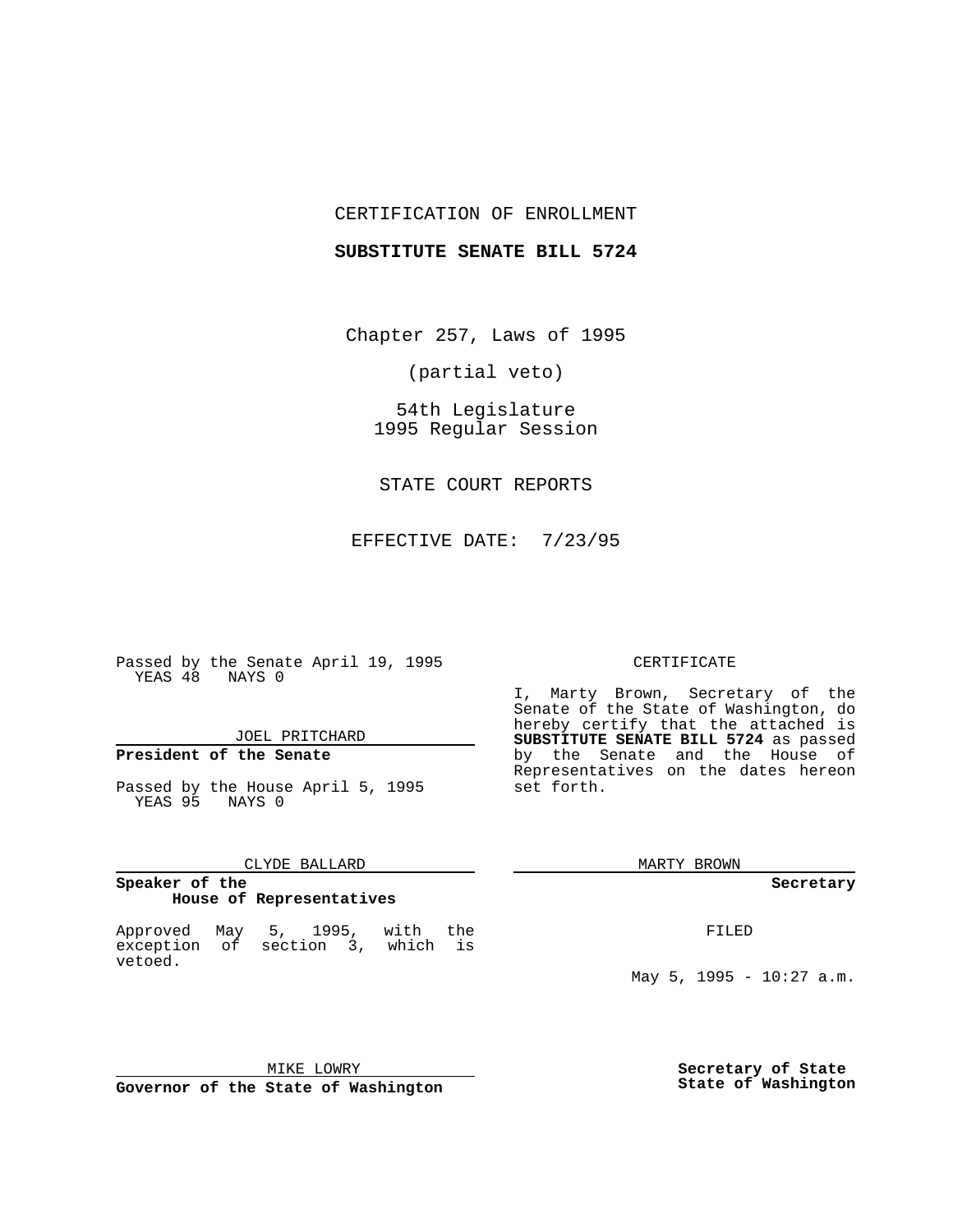CERTIFICATION OF ENROLLMENT

**SUBSTITUTE SENATE BILL 5724**

Chapter 257, Laws of 1995

(partial veto)

54th Legislature
1995 Regular Session

STATE COURT REPORTS

EFFECTIVE DATE: 7/23/95

Passed by the Senate April 19, 1995
YEAS 48 NAYS 0

JOEL PRITCHARD

**President of the Senate**

Passed by the House April 5, 1995
YEAS 95 NAYS 0

CLYDE BALLARD

**Speaker of the House of Representatives**

Approved May 5, 1995, with the exception of section 3, which is vetoed.

MIKE LOWRY

**Governor of the State of Washington**

CERTIFICATE

I, Marty Brown, Secretary of the Senate of the State of Washington, do hereby certify that the attached is **SUBSTITUTE SENATE BILL 5724** as passed by the Senate and the House of Representatives on the dates hereon set forth.

MARTY BROWN

**Secretary**

FILED

May 5, 1995 - 10:27 a.m.

**Secretary of State State of Washington**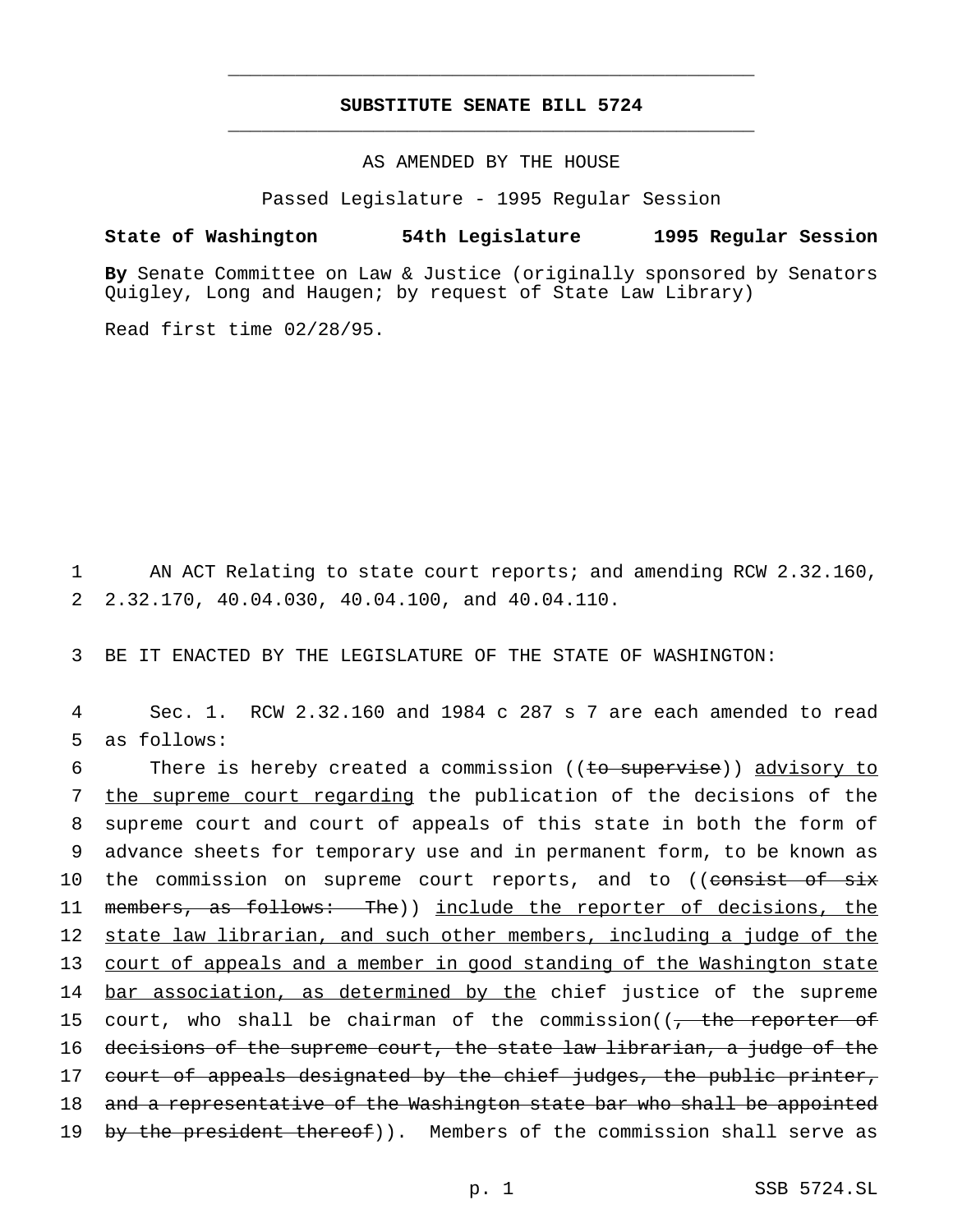# SUBSTITUTE SENATE BILL 5724

AS AMENDED BY THE HOUSE

Passed Legislature - 1995 Regular Session

**State of Washington 54th Legislature 1995 Regular Session**

**By** Senate Committee on Law & Justice (originally sponsored by Senators Quigley, Long and Haugen; by request of State Law Library)

Read first time 02/28/95.

1 AN ACT Relating to state court reports; and amending RCW 2.32.160,
2 2.32.170, 40.04.030, 40.04.100, and 40.04.110.

3 BE IT ENACTED BY THE LEGISLATURE OF THE STATE OF WASHINGTON:

4 Sec. 1. RCW 2.32.160 and 1984 c 287 s 7 are each amended to read
5 as follows:

6 There is hereby created a commission ((~~to supervise~~)) <u>advisory to</u>
7 <u>the supreme court regarding</u> the publication of the decisions of the
8 supreme court and court of appeals of this state in both the form of
9 advance sheets for temporary use and in permanent form, to be known as
10 the commission on supreme court reports, and to ((~~consist of six~~
11 ~~members, as follows: The~~)) <u>include the reporter of decisions, the</u>
12 <u>state law librarian, and such other members, including a judge of the</u>
13 <u>court of appeals and a member in good standing of the Washington state</u>
14 <u>bar association, as determined by the</u> chief justice of the supreme
15 court, who shall be chairman of the commission((~~, the reporter of~~
16 ~~decisions of the supreme court, the state law librarian, a judge of the~~
17 ~~court of appeals designated by the chief judges, the public printer,~~
18 ~~and a representative of the Washington state bar who shall be appointed~~
19 ~~by the president thereof~~)). Members of the commission shall serve as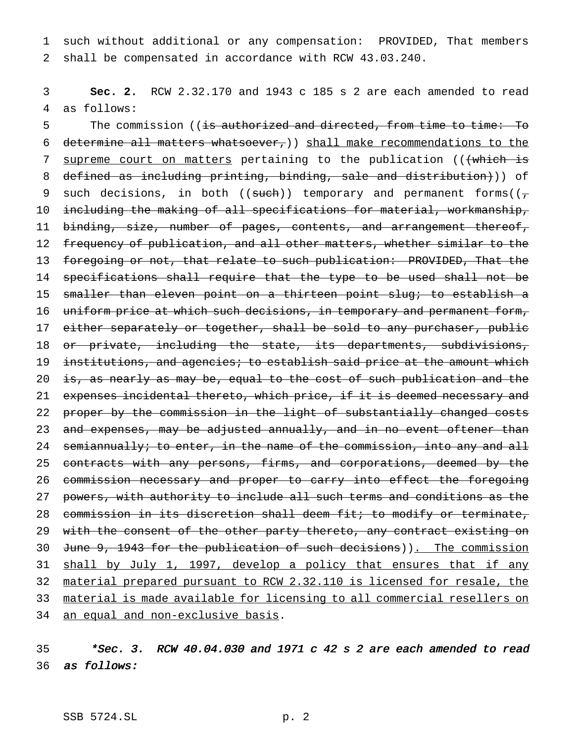such without additional or any compensation: PROVIDED, That members shall be compensated in accordance with RCW 43.03.240.

**Sec. 2.** RCW 2.32.170 and 1943 c 185 s 2 are each amended to read as follows:

The commission ((~~is authorized and directed, from time to time: To determine all matters whatsoever,~~)) <u>shall make recommendations to the supreme court on matters</u> pertaining to the publication ((~~(which is defined as including printing, binding, sale and distribution)~~)) of such decisions, in both ((~~such~~)) temporary and permanent forms((~~, including the making of all specifications for material, workmanship, binding, size, number of pages, contents, and arrangement thereof, frequency of publication, and all other matters, whether similar to the foregoing or not, that relate to such publication: PROVIDED, That the specifications shall require that the type to be used shall not be smaller than eleven point on a thirteen point slug; to establish a uniform price at which such decisions, in temporary and permanent form, either separately or together, shall be sold to any purchaser, public or private, including the state, its departments, subdivisions, institutions, and agencies; to establish said price at the amount which is, as nearly as may be, equal to the cost of such publication and the expenses incidental thereto, which price, if it is deemed necessary and proper by the commission in the light of substantially changed costs and expenses, may be adjusted annually, and in no event oftener than semiannually; to enter, in the name of the commission, into any and all contracts with any persons, firms, and corporations, deemed by the commission necessary and proper to carry into effect the foregoing powers, with authority to include all such terms and conditions as the commission in its discretion shall deem fit; to modify or terminate, with the consent of the other party thereto, any contract existing on June 9, 1943 for the publication of such decisions~~))<u>. The commission shall by July 1, 1997, develop a policy that ensures that if any material prepared pursuant to RCW 2.32.110 is licensed for resale, the material is made available for licensing to all commercial resellers on an equal and non-exclusive basis</u>.

***Sec. 3. RCW 40.04.030 and 1971 c 42 s 2 are each amended to read as follows:***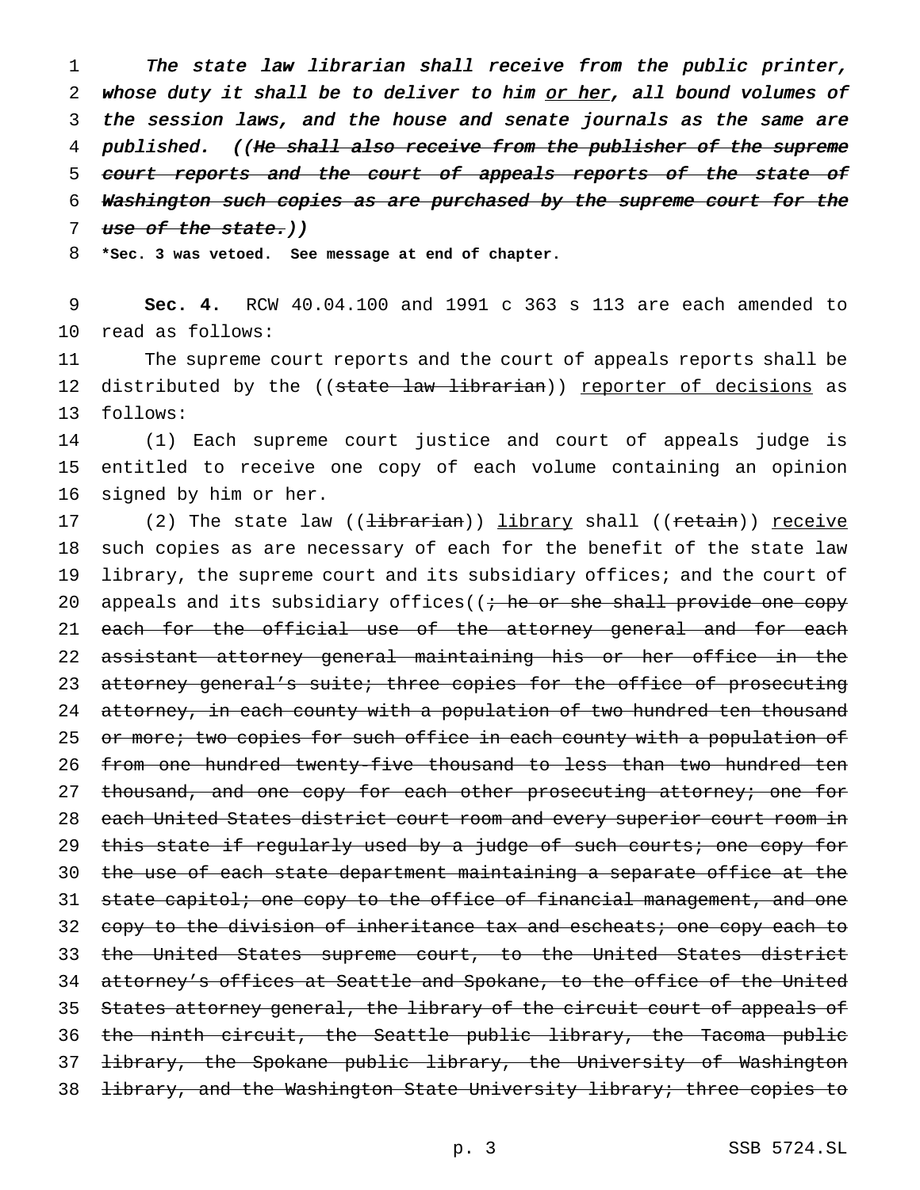*The state law librarian shall receive from the public printer, whose duty it shall be to deliver to him* or her*, all bound volumes of the session laws, and the house and senate journals as the same are published. ((~~He shall also receive from the publisher of the supreme court reports and the court of appeals reports of the state of Washington such copies as are purchased by the supreme court for the use of the state.~~))*

**\*Sec. 3 was vetoed. See message at end of chapter.**

**Sec. 4.** RCW 40.04.100 and 1991 c 363 s 113 are each amended to read as follows:

The supreme court reports and the court of appeals reports shall be distributed by the ((~~state law librarian~~)) reporter of decisions as follows:

(1) Each supreme court justice and court of appeals judge is entitled to receive one copy of each volume containing an opinion signed by him or her.

(2) The state law ((~~librarian~~)) library shall ((~~retain~~)) receive such copies as are necessary of each for the benefit of the state law library, the supreme court and its subsidiary offices; and the court of appeals and its subsidiary offices((~~; he or she shall provide one copy each for the official use of the attorney general and for each assistant attorney general maintaining his or her office in the attorney general's suite; three copies for the office of prosecuting attorney, in each county with a population of two hundred ten thousand or more; two copies for such office in each county with a population of from one hundred twenty-five thousand to less than two hundred ten thousand, and one copy for each other prosecuting attorney; one for each United States district court room and every superior court room in this state if regularly used by a judge of such courts; one copy for the use of each state department maintaining a separate office at the state capitol; one copy to the office of financial management, and one copy to the division of inheritance tax and escheats; one copy each to the United States supreme court, to the United States district attorney's offices at Seattle and Spokane, to the office of the United States attorney general, the library of the circuit court of appeals of the ninth circuit, the Seattle public library, the Tacoma public library, the Spokane public library, the University of Washington library, and the Washington State University library; three copies to~~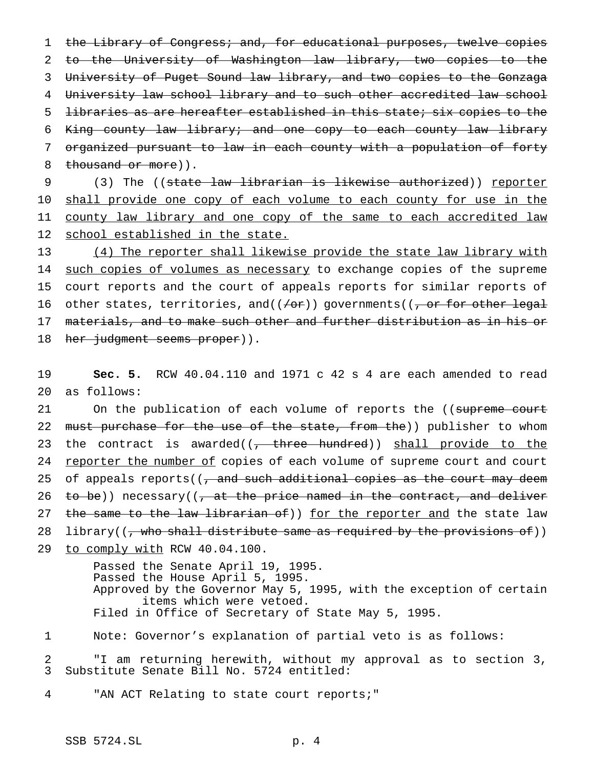~~the Library of Congress; and, for educational purposes, twelve copies to the University of Washington law library, two copies to the University of Puget Sound law library, and two copies to the Gonzaga University law school library and to such other accredited law school libraries as are hereafter established in this state; six copies to the King county law library; and one copy to each county law library organized pursuant to law in each county with a population of forty thousand or more~~)).

(3) The ((~~state law librarian is likewise authorized~~)) <u>reporter shall provide one copy of each volume to each county for use in the county law library and one copy of the same to each accredited law school established in the state.</u>

<u>(4) The reporter shall likewise provide the state law library with such copies of volumes as necessary</u> to exchange copies of the supreme court reports and the court of appeals reports for similar reports of other states, territories, and((~~/or~~)) governments((~~, or for other legal materials, and to make such other and further distribution as in his or her judgment seems proper~~)).

**Sec. 5.** RCW 40.04.110 and 1971 c 42 s 4 are each amended to read as follows:

On the publication of each volume of reports the ((~~supreme court must purchase for the use of the state, from the~~)) publisher to whom the contract is awarded((~~, three hundred~~)) <u>shall provide to the reporter the number of</u> copies of each volume of supreme court and court of appeals reports((~~, and such additional copies as the court may deem to be~~)) necessary((~~, at the price named in the contract, and deliver the same to the law librarian of~~)) <u>for the reporter and</u> the state law library((~~, who shall distribute same as required by the provisions of~~)) <u>to comply with</u> RCW 40.04.100.

Passed the Senate April 19, 1995.
Passed the House April 5, 1995.
Approved by the Governor May 5, 1995, with the exception of certain items which were vetoed.
Filed in Office of Secretary of State May 5, 1995.

Note: Governor's explanation of partial veto is as follows:

"I am returning herewith, without my approval as to section 3, Substitute Senate Bill No. 5724 entitled:

"AN ACT Relating to state court reports;"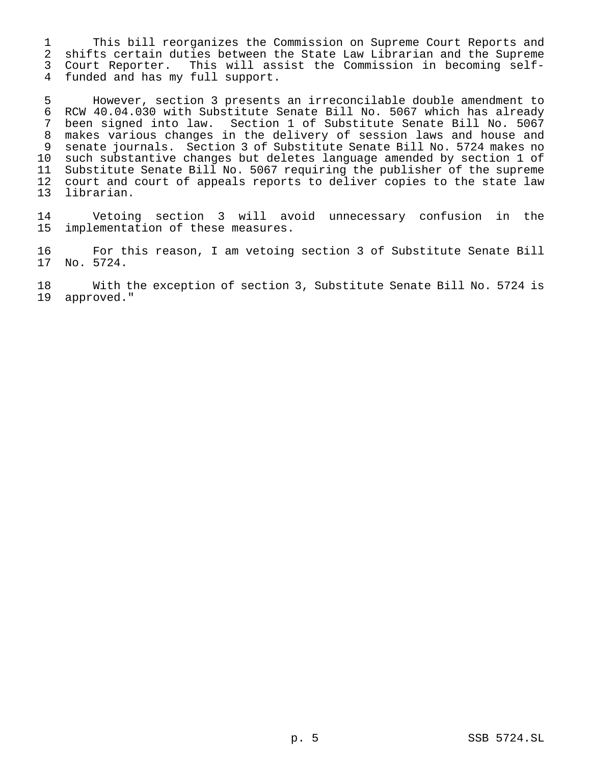This bill reorganizes the Commission on Supreme Court Reports and shifts certain duties between the State Law Librarian and the Supreme Court Reporter. This will assist the Commission in becoming self-funded and has my full support.

However, section 3 presents an irreconcilable double amendment to RCW 40.04.030 with Substitute Senate Bill No. 5067 which has already been signed into law. Section 1 of Substitute Senate Bill No. 5067 makes various changes in the delivery of session laws and house and senate journals. Section 3 of Substitute Senate Bill No. 5724 makes no such substantive changes but deletes language amended by section 1 of Substitute Senate Bill No. 5067 requiring the publisher of the supreme court and court of appeals reports to deliver copies to the state law librarian.

Vetoing section 3 will avoid unnecessary confusion in the implementation of these measures.

For this reason, I am vetoing section 3 of Substitute Senate Bill No. 5724.

With the exception of section 3, Substitute Senate Bill No. 5724 is approved."